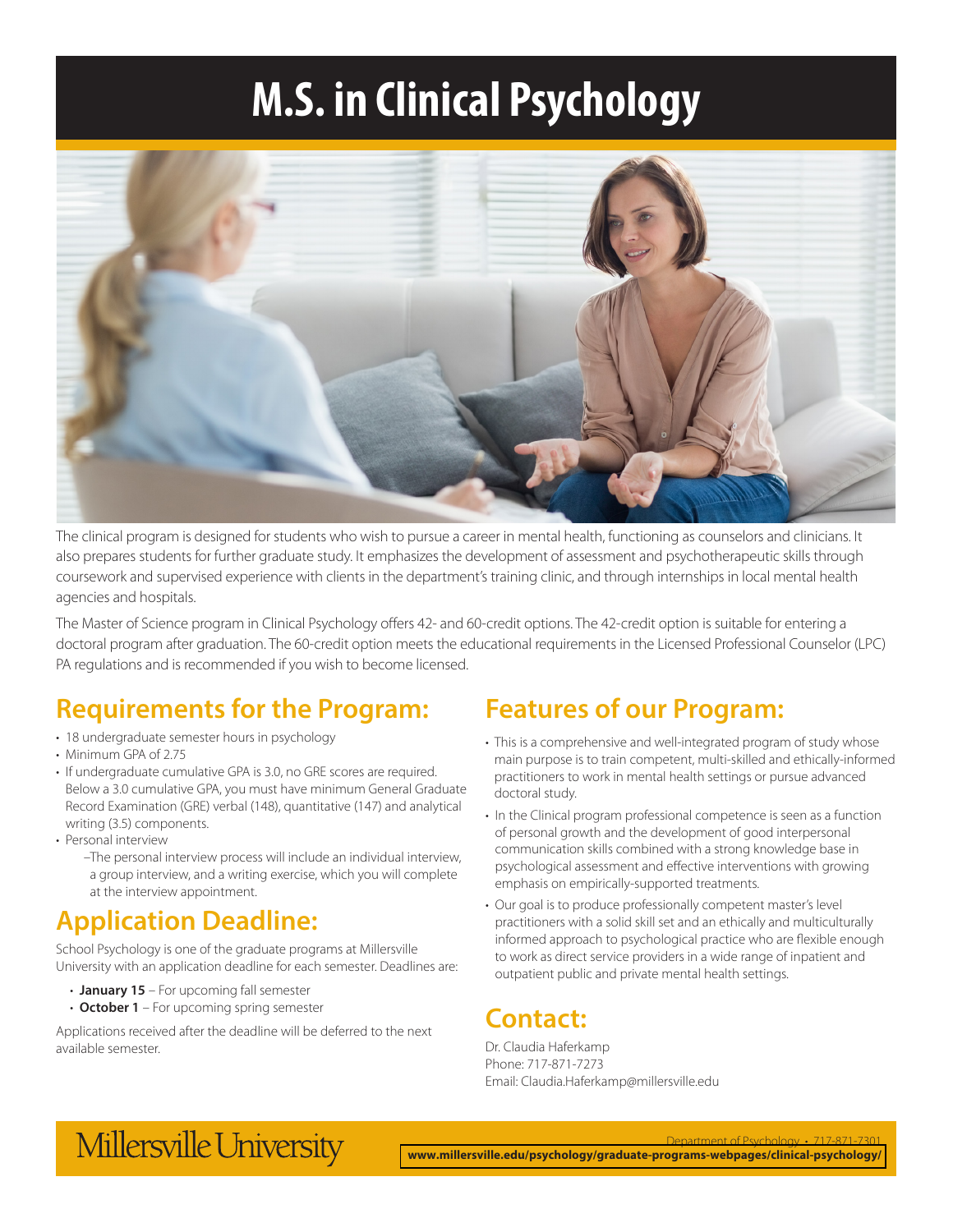# M.S. in Clinical Psychology

The clinical program is designed for students who wish to pursue a career in mental health, functioning as counselors and clinicians. It also prepares students for further graduate study. It emphasizes the development of assessment and psychotherapeutic skills through coursework and supervised experience with clients in the department's training clinic, and through internships in local mental health agencies and hospitals.

The Master of Science program in Clinical Psychology offers 42- and 60-credit options. The 42-credit option is suitable for entering a doctoral program after graduation. The 60-credit option meets the educational requirements in the Licensed Professional Counselor (LPC) PA regulations and is recommended if you wish to become licensed.

## Requirements for the Program:

- 18 undergraduate semester hours in psychology
- Minimum GPA of 2.75
- If undergraduate cumulative GPA is 3.0, no GRE scores are required. Below a 3.0 cumulative GPA, you must have minimum General Graduate Record Examination (GRE) verbal (148), quantitative (147) and analytical writing (3.5) components.
- Personal interview
  - –The personal interview process will include an individual interview, a group interview, and a writing exercise, which you will complete at the interview appointment.

## Application Deadline:

School Psychology is one of the graduate programs at Millersville University with an application deadline for each semester. Deadlines are:

- **January 15** – For upcoming fall semester
- **October 1** – For upcoming spring semester

Applications received after the deadline will be deferred to the next available semester.

## Features of our Program:

- This is a comprehensive and well-integrated program of study whose main purpose is to train competent, multi-skilled and ethically-informed practitioners to work in mental health settings or pursue advanced doctoral study.
- In the Clinical program professional competence is seen as a function of personal growth and the development of good interpersonal communication skills combined with a strong knowledge base in psychological assessment and effective interventions with growing emphasis on empirically-supported treatments.
- Our goal is to produce professionally competent master's level practitioners with a solid skill set and an ethically and multiculturally informed approach to psychological practice who are flexible enough to work as direct service providers in a wide range of inpatient and outpatient public and private mental health settings.

## Contact:

Dr. Claudia Haferkamp
Phone: 717-871-7273
Email: Claudia.Haferkamp@millersville.edu

Millersville University

Department of Psychology • 717-871-7301
**www.millersville.edu/psychology/graduate-programs-webpages/clinical-psychology/**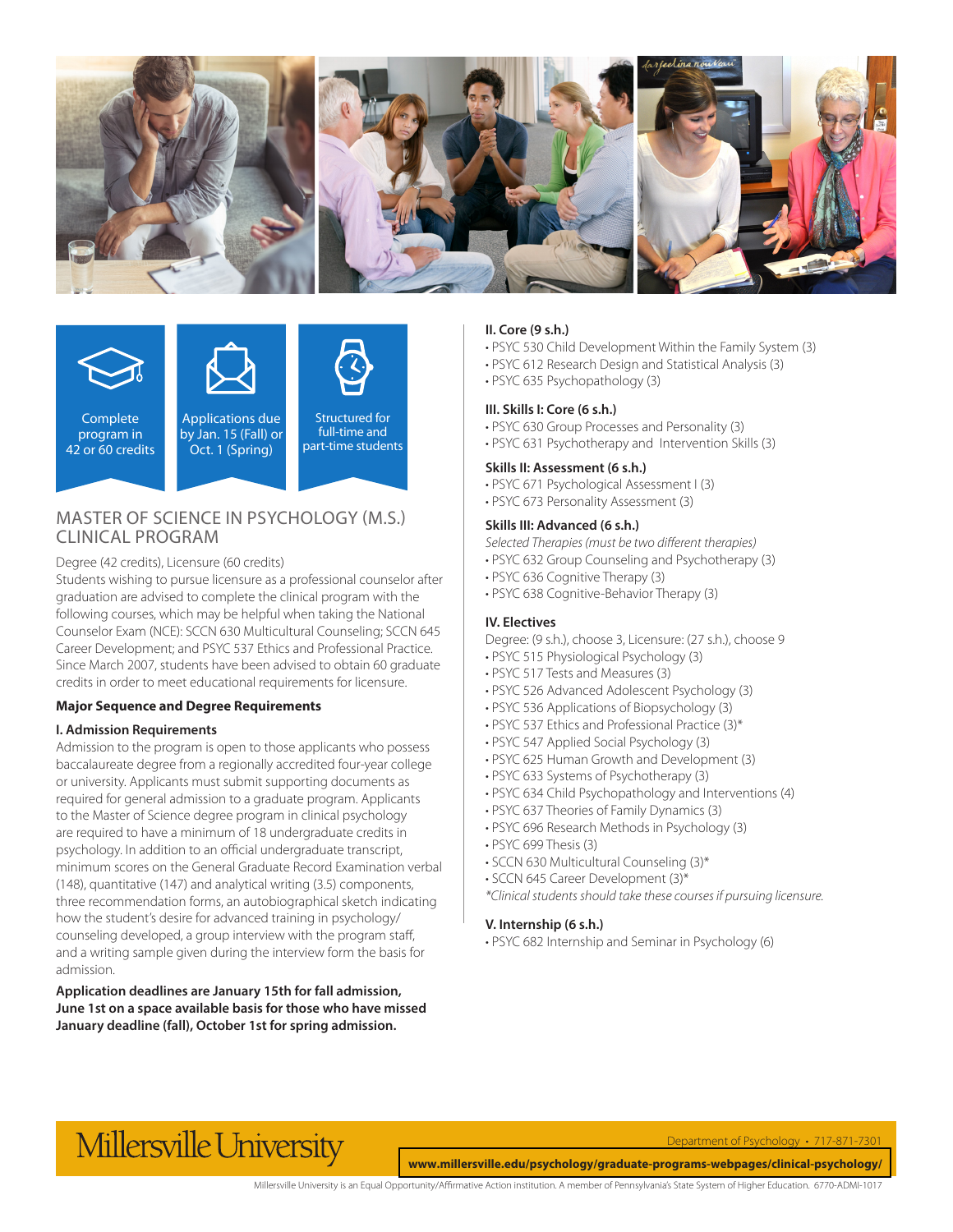Complete program in 42 or 60 credits

Applications due by Jan. 15 (Fall) or Oct. 1 (Spring)

Structured for full-time and part-time students

## MASTER OF SCIENCE IN PSYCHOLOGY (M.S.) CLINICAL PROGRAM

Degree (42 credits), Licensure (60 credits)

Students wishing to pursue licensure as a professional counselor after graduation are advised to complete the clinical program with the following courses, which may be helpful when taking the National Counselor Exam (NCE): SCCN 630 Multicultural Counseling; SCCN 645 Career Development; and PSYC 537 Ethics and Professional Practice. Since March 2007, students have been advised to obtain 60 graduate credits in order to meet educational requirements for licensure.

### Major Sequence and Degree Requirements

#### I. Admission Requirements

Admission to the program is open to those applicants who possess baccalaureate degree from a regionally accredited four-year college or university. Applicants must submit supporting documents as required for general admission to a graduate program. Applicants to the Master of Science degree program in clinical psychology are required to have a minimum of 18 undergraduate credits in psychology. In addition to an official undergraduate transcript, minimum scores on the General Graduate Record Examination verbal (148), quantitative (147) and analytical writing (3.5) components, three recommendation forms, an autobiographical sketch indicating how the student's desire for advanced training in psychology/counseling developed, a group interview with the program staff, and a writing sample given during the interview form the basis for admission.

**Application deadlines are January 15th for fall admission, June 1st on a space available basis for those who have missed January deadline (fall), October 1st for spring admission.**

#### II. Core (9 s.h.)

- PSYC 530 Child Development Within the Family System (3)
- PSYC 612 Research Design and Statistical Analysis (3)
- PSYC 635 Psychopathology (3)

#### III. Skills I: Core (6 s.h.)

- PSYC 630 Group Processes and Personality (3)
- PSYC 631 Psychotherapy and Intervention Skills (3)

#### Skills II: Assessment (6 s.h.)

- PSYC 671 Psychological Assessment I (3)
- PSYC 673 Personality Assessment (3)

#### Skills III: Advanced (6 s.h.)

*Selected Therapies (must be two different therapies)*

- PSYC 632 Group Counseling and Psychotherapy (3)
- PSYC 636 Cognitive Therapy (3)
- PSYC 638 Cognitive-Behavior Therapy (3)

#### IV. Electives

Degree: (9 s.h.), choose 3, Licensure: (27 s.h.), choose 9

- PSYC 515 Physiological Psychology (3)
- PSYC 517 Tests and Measures (3)
- PSYC 526 Advanced Adolescent Psychology (3)
- PSYC 536 Applications of Biopsychology (3)
- PSYC 537 Ethics and Professional Practice (3)*
- PSYC 547 Applied Social Psychology (3)
- PSYC 625 Human Growth and Development (3)
- PSYC 633 Systems of Psychotherapy (3)
- PSYC 634 Child Psychopathology and Interventions (4)
- PSYC 637 Theories of Family Dynamics (3)
- PSYC 696 Research Methods in Psychology (3)
- PSYC 699 Thesis (3)
- SCCN 630 Multicultural Counseling (3)*
- SCCN 645 Career Development (3)*

*\*Clinical students should take these courses if pursuing licensure.*

#### V. Internship (6 s.h.)

- PSYC 682 Internship and Seminar in Psychology (6)

Millersville University

Department of Psychology • 717-871-7301

**www.millersville.edu/psychology/graduate-programs-webpages/clinical-psychology/**

Millersville University is an Equal Opportunity/Affirmative Action institution. A member of Pennsylvania's State System of Higher Education. 6770-ADMI-1017